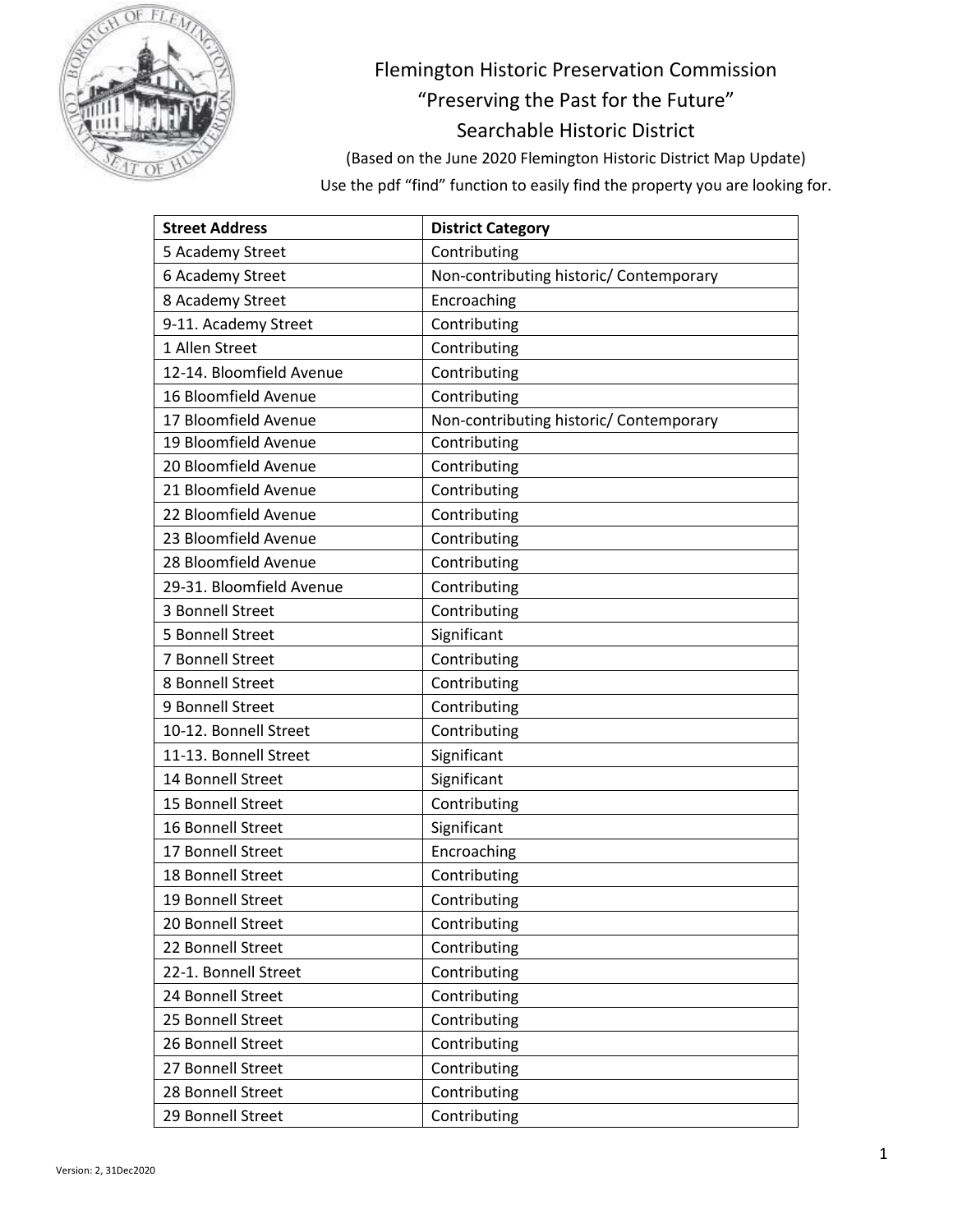# Flemington Historic Preservation Commission

## "Preserving the Past for the Future"

## Searchable Historic District

(Based on the June 2020 Flemington Historic District Map Update)

Use the pdf "find" function to easily find the property you are looking for.

| Street Address | District Category |
|---|---|
| 5 Academy Street | Contributing |
| 6 Academy Street | Non-contributing historic/ Contemporary |
| 8 Academy Street | Encroaching |
| 9-11. Academy Street | Contributing |
| 1 Allen Street | Contributing |
| 12-14. Bloomfield Avenue | Contributing |
| 16 Bloomfield Avenue | Contributing |
| 17 Bloomfield Avenue | Non-contributing historic/ Contemporary |
| 19 Bloomfield Avenue | Contributing |
| 20 Bloomfield Avenue | Contributing |
| 21 Bloomfield Avenue | Contributing |
| 22 Bloomfield Avenue | Contributing |
| 23 Bloomfield Avenue | Contributing |
| 28 Bloomfield Avenue | Contributing |
| 29-31. Bloomfield Avenue | Contributing |
| 3 Bonnell Street | Contributing |
| 5 Bonnell Street | Significant |
| 7 Bonnell Street | Contributing |
| 8 Bonnell Street | Contributing |
| 9 Bonnell Street | Contributing |
| 10-12. Bonnell Street | Contributing |
| 11-13. Bonnell Street | Significant |
| 14 Bonnell Street | Significant |
| 15 Bonnell Street | Contributing |
| 16 Bonnell Street | Significant |
| 17 Bonnell Street | Encroaching |
| 18 Bonnell Street | Contributing |
| 19 Bonnell Street | Contributing |
| 20 Bonnell Street | Contributing |
| 22 Bonnell Street | Contributing |
| 22-1. Bonnell Street | Contributing |
| 24 Bonnell Street | Contributing |
| 25 Bonnell Street | Contributing |
| 26 Bonnell Street | Contributing |
| 27 Bonnell Street | Contributing |
| 28 Bonnell Street | Contributing |
| 29 Bonnell Street | Contributing |

Version: 2, 31Dec2020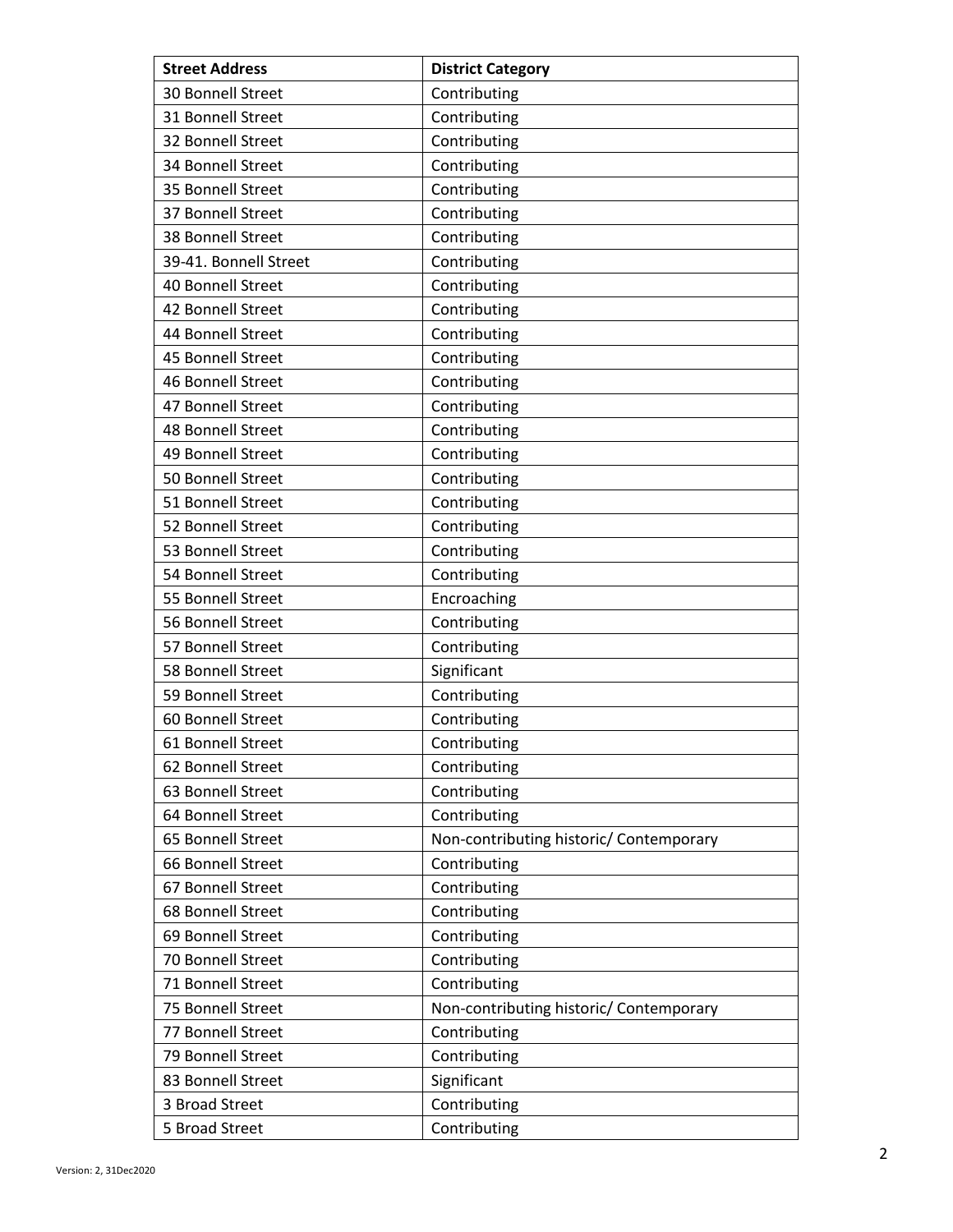| Street Address | District Category |
| --- | --- |
| 30 Bonnell Street | Contributing |
| 31 Bonnell Street | Contributing |
| 32 Bonnell Street | Contributing |
| 34 Bonnell Street | Contributing |
| 35 Bonnell Street | Contributing |
| 37 Bonnell Street | Contributing |
| 38 Bonnell Street | Contributing |
| 39-41. Bonnell Street | Contributing |
| 40 Bonnell Street | Contributing |
| 42 Bonnell Street | Contributing |
| 44 Bonnell Street | Contributing |
| 45 Bonnell Street | Contributing |
| 46 Bonnell Street | Contributing |
| 47 Bonnell Street | Contributing |
| 48 Bonnell Street | Contributing |
| 49 Bonnell Street | Contributing |
| 50 Bonnell Street | Contributing |
| 51 Bonnell Street | Contributing |
| 52 Bonnell Street | Contributing |
| 53 Bonnell Street | Contributing |
| 54 Bonnell Street | Contributing |
| 55 Bonnell Street | Encroaching |
| 56 Bonnell Street | Contributing |
| 57 Bonnell Street | Contributing |
| 58 Bonnell Street | Significant |
| 59 Bonnell Street | Contributing |
| 60 Bonnell Street | Contributing |
| 61 Bonnell Street | Contributing |
| 62 Bonnell Street | Contributing |
| 63 Bonnell Street | Contributing |
| 64 Bonnell Street | Contributing |
| 65 Bonnell Street | Non-contributing historic/ Contemporary |
| 66 Bonnell Street | Contributing |
| 67 Bonnell Street | Contributing |
| 68 Bonnell Street | Contributing |
| 69 Bonnell Street | Contributing |
| 70 Bonnell Street | Contributing |
| 71 Bonnell Street | Contributing |
| 75 Bonnell Street | Non-contributing historic/ Contemporary |
| 77 Bonnell Street | Contributing |
| 79 Bonnell Street | Contributing |
| 83 Bonnell Street | Significant |
| 3 Broad Street | Contributing |
| 5 Broad Street | Contributing |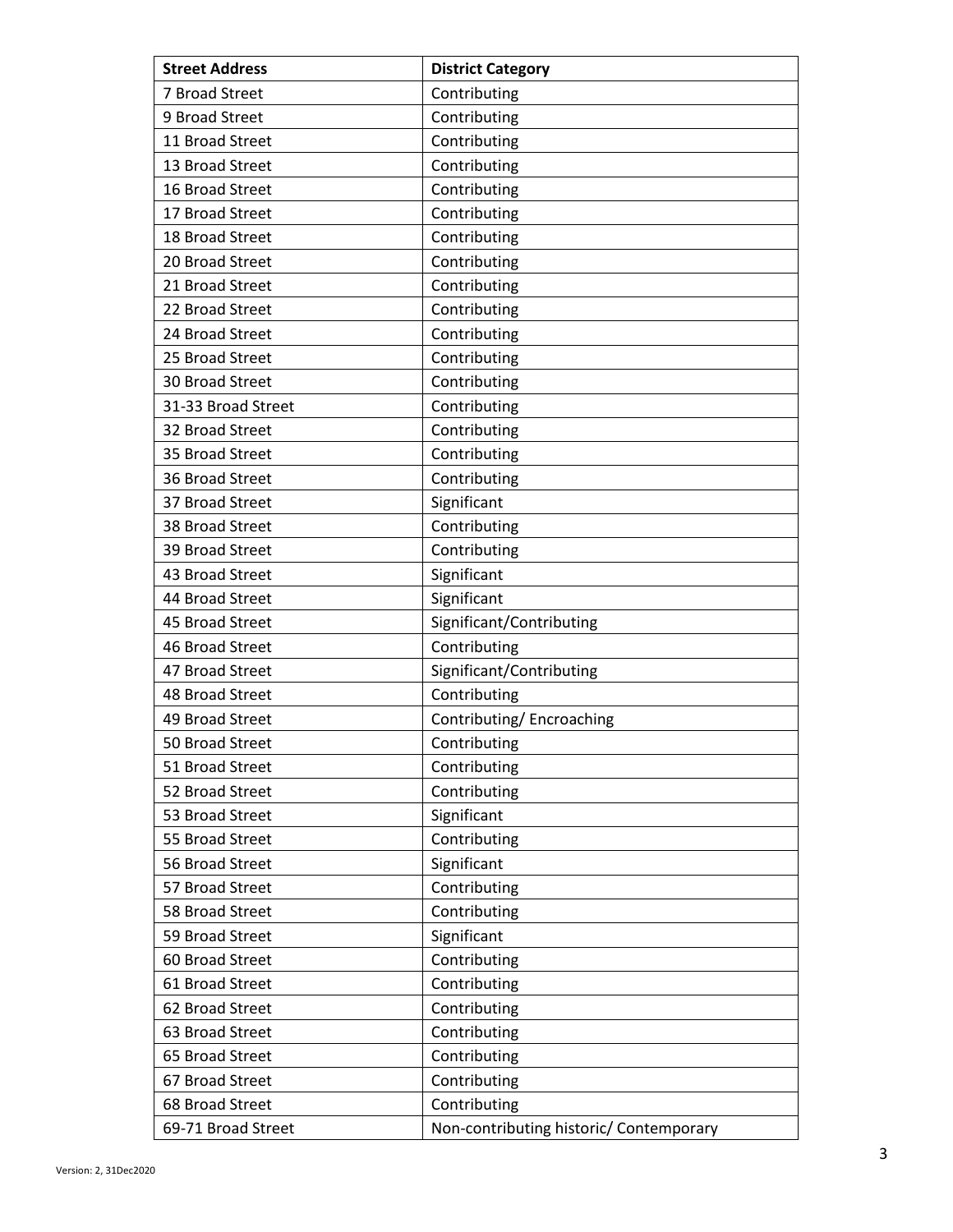| Street Address | District Category |
|---|---|
| 7 Broad Street | Contributing |
| 9 Broad Street | Contributing |
| 11 Broad Street | Contributing |
| 13 Broad Street | Contributing |
| 16 Broad Street | Contributing |
| 17 Broad Street | Contributing |
| 18 Broad Street | Contributing |
| 20 Broad Street | Contributing |
| 21 Broad Street | Contributing |
| 22 Broad Street | Contributing |
| 24 Broad Street | Contributing |
| 25 Broad Street | Contributing |
| 30 Broad Street | Contributing |
| 31-33 Broad Street | Contributing |
| 32 Broad Street | Contributing |
| 35 Broad Street | Contributing |
| 36 Broad Street | Contributing |
| 37 Broad Street | Significant |
| 38 Broad Street | Contributing |
| 39 Broad Street | Contributing |
| 43 Broad Street | Significant |
| 44 Broad Street | Significant |
| 45 Broad Street | Significant/Contributing |
| 46 Broad Street | Contributing |
| 47 Broad Street | Significant/Contributing |
| 48 Broad Street | Contributing |
| 49 Broad Street | Contributing/ Encroaching |
| 50 Broad Street | Contributing |
| 51 Broad Street | Contributing |
| 52 Broad Street | Contributing |
| 53 Broad Street | Significant |
| 55 Broad Street | Contributing |
| 56 Broad Street | Significant |
| 57 Broad Street | Contributing |
| 58 Broad Street | Contributing |
| 59 Broad Street | Significant |
| 60 Broad Street | Contributing |
| 61 Broad Street | Contributing |
| 62 Broad Street | Contributing |
| 63 Broad Street | Contributing |
| 65 Broad Street | Contributing |
| 67 Broad Street | Contributing |
| 68 Broad Street | Contributing |
| 69-71 Broad Street | Non-contributing historic/ Contemporary |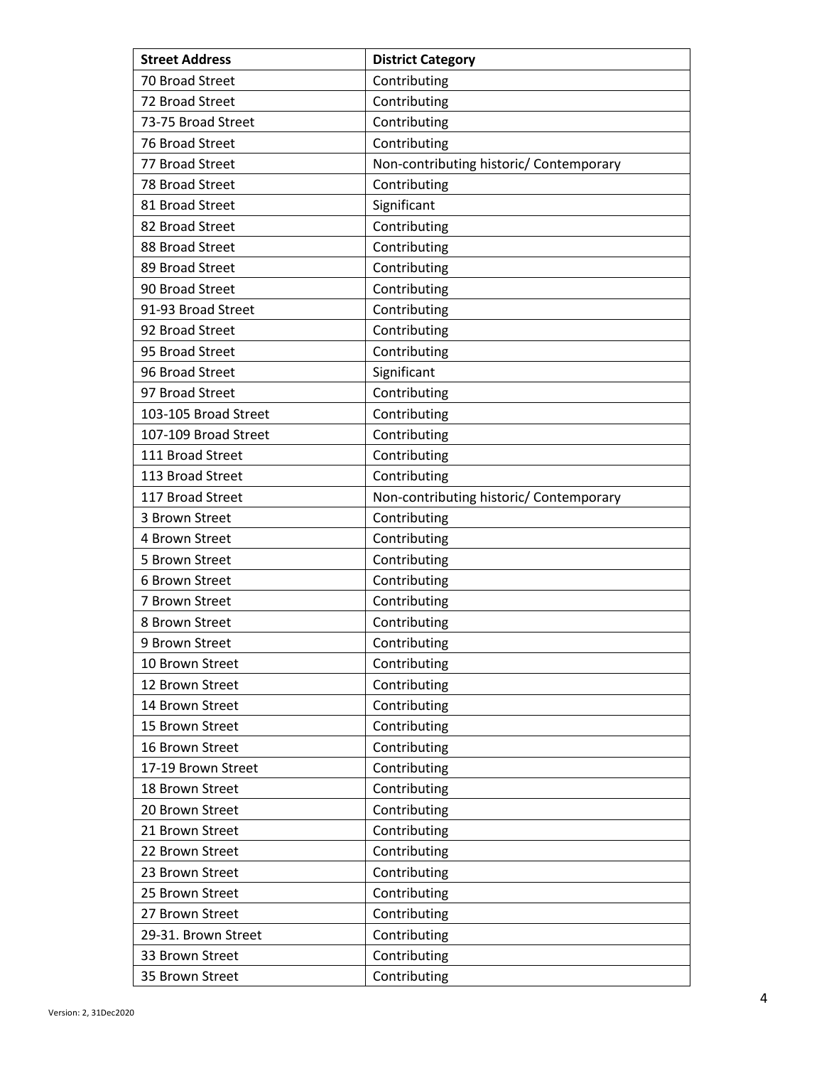| Street Address | District Category |
|---|---|
| 70 Broad Street | Contributing |
| 72 Broad Street | Contributing |
| 73-75 Broad Street | Contributing |
| 76 Broad Street | Contributing |
| 77 Broad Street | Non-contributing historic/ Contemporary |
| 78 Broad Street | Contributing |
| 81 Broad Street | Significant |
| 82 Broad Street | Contributing |
| 88 Broad Street | Contributing |
| 89 Broad Street | Contributing |
| 90 Broad Street | Contributing |
| 91-93 Broad Street | Contributing |
| 92 Broad Street | Contributing |
| 95 Broad Street | Contributing |
| 96 Broad Street | Significant |
| 97 Broad Street | Contributing |
| 103-105 Broad Street | Contributing |
| 107-109 Broad Street | Contributing |
| 111 Broad Street | Contributing |
| 113 Broad Street | Contributing |
| 117 Broad Street | Non-contributing historic/ Contemporary |
| 3 Brown Street | Contributing |
| 4 Brown Street | Contributing |
| 5 Brown Street | Contributing |
| 6 Brown Street | Contributing |
| 7 Brown Street | Contributing |
| 8 Brown Street | Contributing |
| 9 Brown Street | Contributing |
| 10 Brown Street | Contributing |
| 12 Brown Street | Contributing |
| 14 Brown Street | Contributing |
| 15 Brown Street | Contributing |
| 16 Brown Street | Contributing |
| 17-19 Brown Street | Contributing |
| 18 Brown Street | Contributing |
| 20 Brown Street | Contributing |
| 21 Brown Street | Contributing |
| 22 Brown Street | Contributing |
| 23 Brown Street | Contributing |
| 25 Brown Street | Contributing |
| 27 Brown Street | Contributing |
| 29-31. Brown Street | Contributing |
| 33 Brown Street | Contributing |
| 35 Brown Street | Contributing |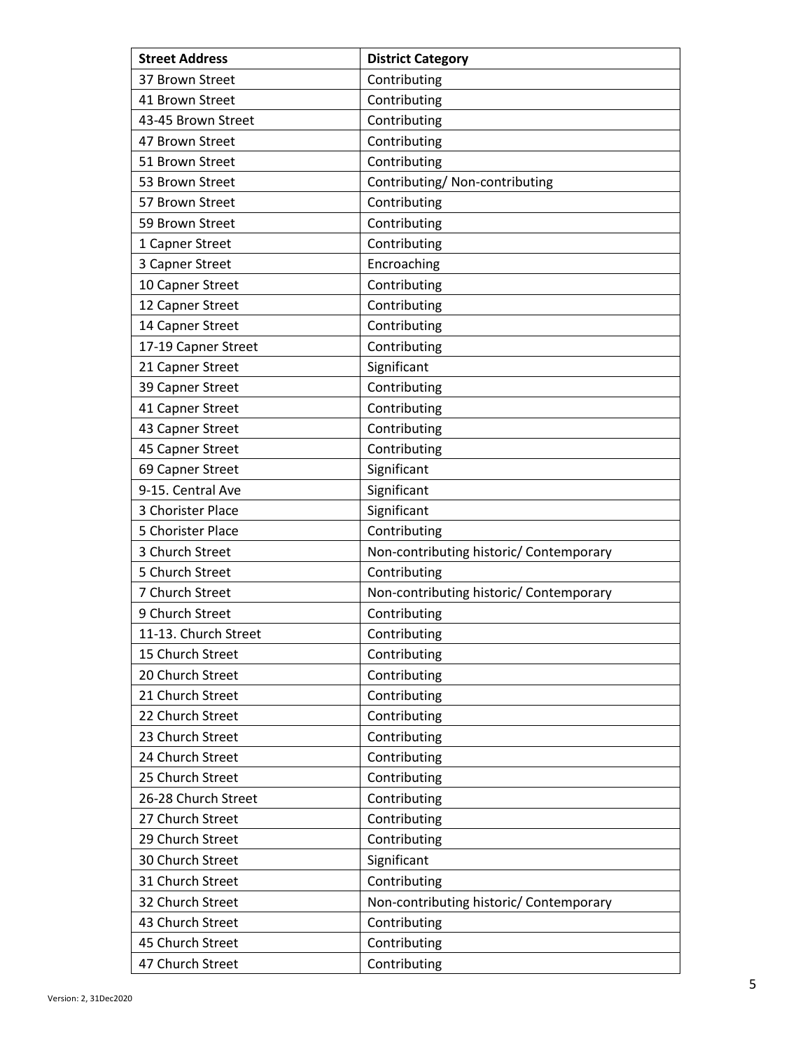| Street Address | District Category |
| --- | --- |
| 37 Brown Street | Contributing |
| 41 Brown Street | Contributing |
| 43-45 Brown Street | Contributing |
| 47 Brown Street | Contributing |
| 51 Brown Street | Contributing |
| 53 Brown Street | Contributing/ Non-contributing |
| 57 Brown Street | Contributing |
| 59 Brown Street | Contributing |
| 1 Capner Street | Contributing |
| 3 Capner Street | Encroaching |
| 10 Capner Street | Contributing |
| 12 Capner Street | Contributing |
| 14 Capner Street | Contributing |
| 17-19 Capner Street | Contributing |
| 21 Capner Street | Significant |
| 39 Capner Street | Contributing |
| 41 Capner Street | Contributing |
| 43 Capner Street | Contributing |
| 45 Capner Street | Contributing |
| 69 Capner Street | Significant |
| 9-15. Central Ave | Significant |
| 3 Chorister Place | Significant |
| 5 Chorister Place | Contributing |
| 3 Church Street | Non-contributing historic/ Contemporary |
| 5 Church Street | Contributing |
| 7 Church Street | Non-contributing historic/ Contemporary |
| 9 Church Street | Contributing |
| 11-13. Church Street | Contributing |
| 15 Church Street | Contributing |
| 20 Church Street | Contributing |
| 21 Church Street | Contributing |
| 22 Church Street | Contributing |
| 23 Church Street | Contributing |
| 24 Church Street | Contributing |
| 25 Church Street | Contributing |
| 26-28 Church Street | Contributing |
| 27 Church Street | Contributing |
| 29 Church Street | Contributing |
| 30 Church Street | Significant |
| 31 Church Street | Contributing |
| 32 Church Street | Non-contributing historic/ Contemporary |
| 43 Church Street | Contributing |
| 45 Church Street | Contributing |
| 47 Church Street | Contributing |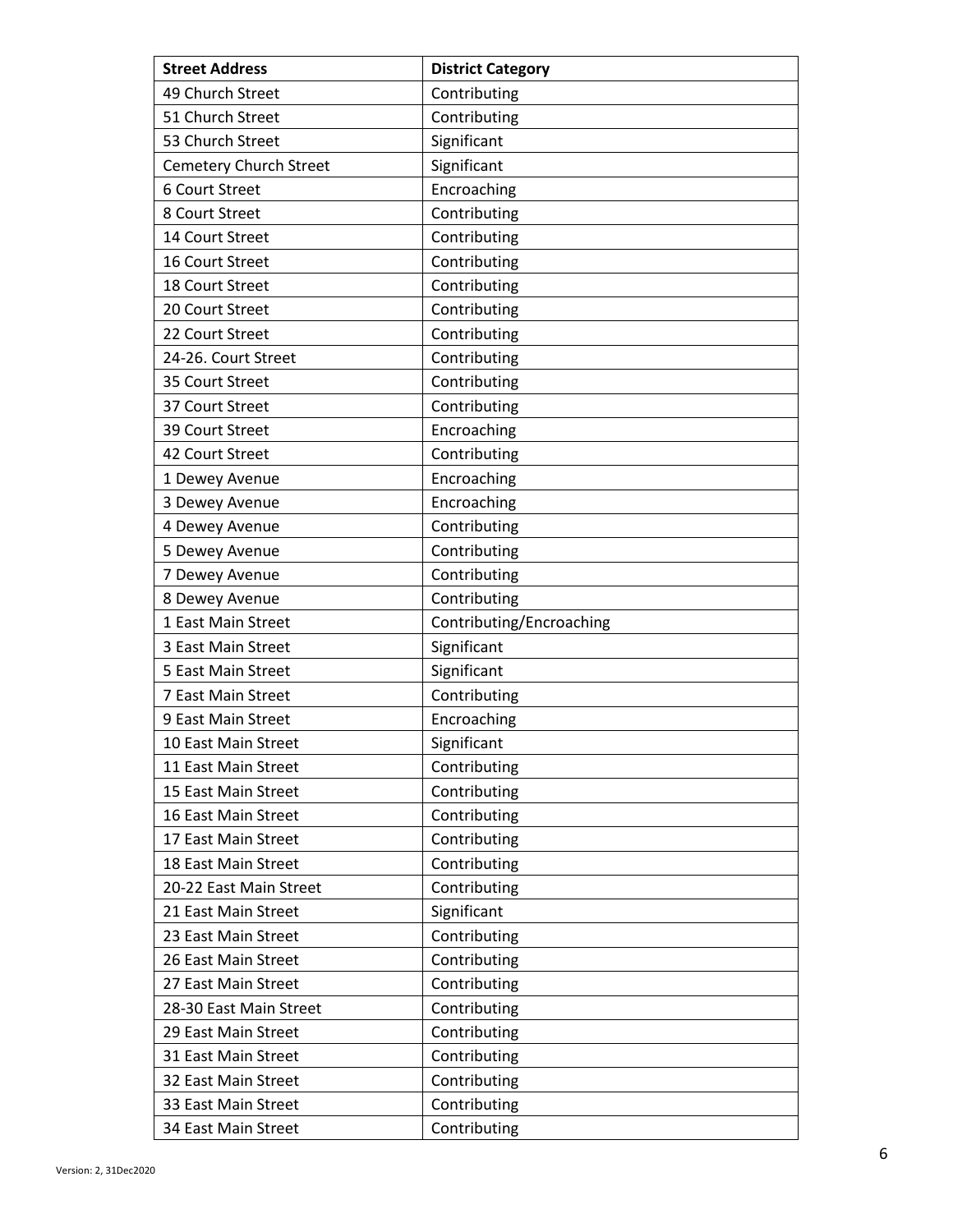| Street Address | District Category |
|---|---|
| 49 Church Street | Contributing |
| 51 Church Street | Contributing |
| 53 Church Street | Significant |
| Cemetery Church Street | Significant |
| 6 Court Street | Encroaching |
| 8 Court Street | Contributing |
| 14 Court Street | Contributing |
| 16 Court Street | Contributing |
| 18 Court Street | Contributing |
| 20 Court Street | Contributing |
| 22 Court Street | Contributing |
| 24-26. Court Street | Contributing |
| 35 Court Street | Contributing |
| 37 Court Street | Contributing |
| 39 Court Street | Encroaching |
| 42 Court Street | Contributing |
| 1 Dewey Avenue | Encroaching |
| 3 Dewey Avenue | Encroaching |
| 4 Dewey Avenue | Contributing |
| 5 Dewey Avenue | Contributing |
| 7 Dewey Avenue | Contributing |
| 8 Dewey Avenue | Contributing |
| 1 East Main Street | Contributing/Encroaching |
| 3 East Main Street | Significant |
| 5 East Main Street | Significant |
| 7 East Main Street | Contributing |
| 9 East Main Street | Encroaching |
| 10 East Main Street | Significant |
| 11 East Main Street | Contributing |
| 15 East Main Street | Contributing |
| 16 East Main Street | Contributing |
| 17 East Main Street | Contributing |
| 18 East Main Street | Contributing |
| 20-22 East Main Street | Contributing |
| 21 East Main Street | Significant |
| 23 East Main Street | Contributing |
| 26 East Main Street | Contributing |
| 27 East Main Street | Contributing |
| 28-30 East Main Street | Contributing |
| 29 East Main Street | Contributing |
| 31 East Main Street | Contributing |
| 32 East Main Street | Contributing |
| 33 East Main Street | Contributing |
| 34 East Main Street | Contributing |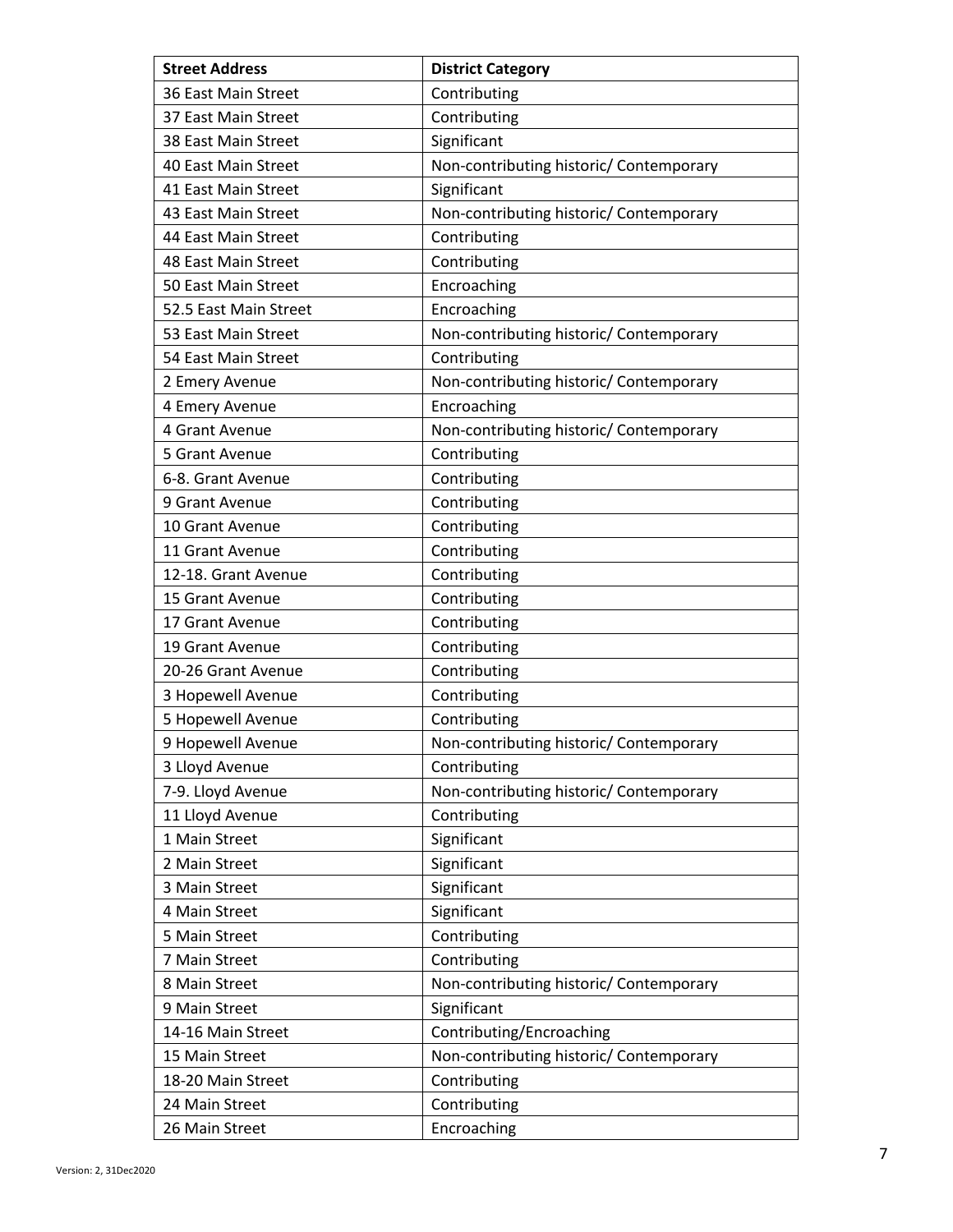| Street Address | District Category |
| --- | --- |
| 36 East Main Street | Contributing |
| 37 East Main Street | Contributing |
| 38 East Main Street | Significant |
| 40 East Main Street | Non-contributing historic/ Contemporary |
| 41 East Main Street | Significant |
| 43 East Main Street | Non-contributing historic/ Contemporary |
| 44 East Main Street | Contributing |
| 48 East Main Street | Contributing |
| 50 East Main Street | Encroaching |
| 52.5 East Main Street | Encroaching |
| 53 East Main Street | Non-contributing historic/ Contemporary |
| 54 East Main Street | Contributing |
| 2 Emery Avenue | Non-contributing historic/ Contemporary |
| 4 Emery Avenue | Encroaching |
| 4 Grant Avenue | Non-contributing historic/ Contemporary |
| 5 Grant Avenue | Contributing |
| 6-8. Grant Avenue | Contributing |
| 9 Grant Avenue | Contributing |
| 10 Grant Avenue | Contributing |
| 11 Grant Avenue | Contributing |
| 12-18. Grant Avenue | Contributing |
| 15 Grant Avenue | Contributing |
| 17 Grant Avenue | Contributing |
| 19 Grant Avenue | Contributing |
| 20-26 Grant Avenue | Contributing |
| 3 Hopewell Avenue | Contributing |
| 5 Hopewell Avenue | Contributing |
| 9 Hopewell Avenue | Non-contributing historic/ Contemporary |
| 3 Lloyd Avenue | Contributing |
| 7-9. Lloyd Avenue | Non-contributing historic/ Contemporary |
| 11 Lloyd Avenue | Contributing |
| 1 Main Street | Significant |
| 2 Main Street | Significant |
| 3 Main Street | Significant |
| 4 Main Street | Significant |
| 5 Main Street | Contributing |
| 7 Main Street | Contributing |
| 8 Main Street | Non-contributing historic/ Contemporary |
| 9 Main Street | Significant |
| 14-16 Main Street | Contributing/Encroaching |
| 15 Main Street | Non-contributing historic/ Contemporary |
| 18-20 Main Street | Contributing |
| 24 Main Street | Contributing |
| 26 Main Street | Encroaching |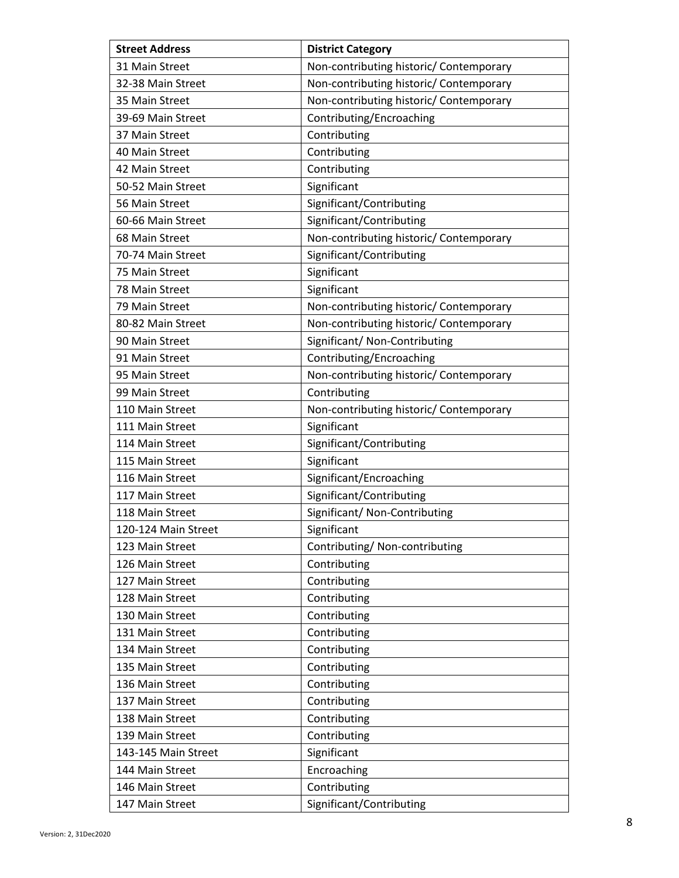| Street Address | District Category |
|---|---|
| 31 Main Street | Non-contributing historic/ Contemporary |
| 32-38 Main Street | Non-contributing historic/ Contemporary |
| 35 Main Street | Non-contributing historic/ Contemporary |
| 39-69 Main Street | Contributing/Encroaching |
| 37 Main Street | Contributing |
| 40 Main Street | Contributing |
| 42 Main Street | Contributing |
| 50-52 Main Street | Significant |
| 56 Main Street | Significant/Contributing |
| 60-66 Main Street | Significant/Contributing |
| 68 Main Street | Non-contributing historic/ Contemporary |
| 70-74 Main Street | Significant/Contributing |
| 75 Main Street | Significant |
| 78 Main Street | Significant |
| 79 Main Street | Non-contributing historic/ Contemporary |
| 80-82 Main Street | Non-contributing historic/ Contemporary |
| 90 Main Street | Significant/ Non-Contributing |
| 91 Main Street | Contributing/Encroaching |
| 95 Main Street | Non-contributing historic/ Contemporary |
| 99 Main Street | Contributing |
| 110 Main Street | Non-contributing historic/ Contemporary |
| 111 Main Street | Significant |
| 114 Main Street | Significant/Contributing |
| 115 Main Street | Significant |
| 116 Main Street | Significant/Encroaching |
| 117 Main Street | Significant/Contributing |
| 118 Main Street | Significant/ Non-Contributing |
| 120-124 Main Street | Significant |
| 123 Main Street | Contributing/ Non-contributing |
| 126 Main Street | Contributing |
| 127 Main Street | Contributing |
| 128 Main Street | Contributing |
| 130 Main Street | Contributing |
| 131 Main Street | Contributing |
| 134 Main Street | Contributing |
| 135 Main Street | Contributing |
| 136 Main Street | Contributing |
| 137 Main Street | Contributing |
| 138 Main Street | Contributing |
| 139 Main Street | Contributing |
| 143-145 Main Street | Significant |
| 144 Main Street | Encroaching |
| 146 Main Street | Contributing |
| 147 Main Street | Significant/Contributing |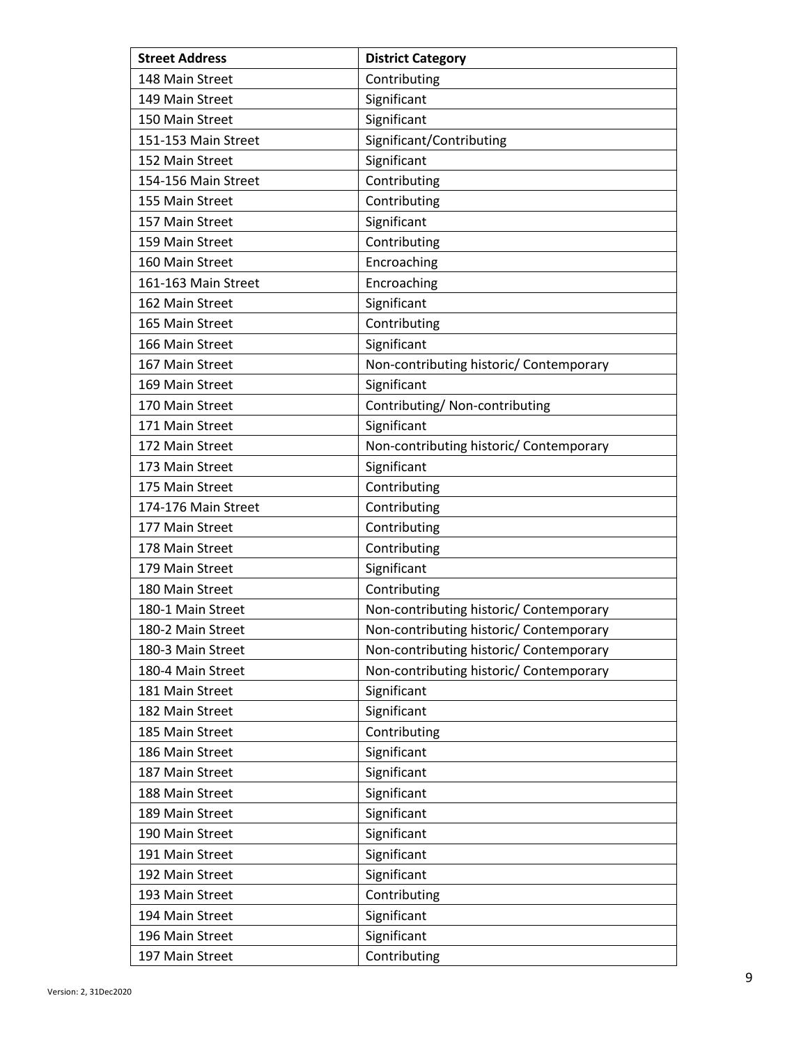| Street Address | District Category |
|---|---|
| 148 Main Street | Contributing |
| 149 Main Street | Significant |
| 150 Main Street | Significant |
| 151-153 Main Street | Significant/Contributing |
| 152 Main Street | Significant |
| 154-156 Main Street | Contributing |
| 155 Main Street | Contributing |
| 157 Main Street | Significant |
| 159 Main Street | Contributing |
| 160 Main Street | Encroaching |
| 161-163 Main Street | Encroaching |
| 162 Main Street | Significant |
| 165 Main Street | Contributing |
| 166 Main Street | Significant |
| 167 Main Street | Non-contributing historic/ Contemporary |
| 169 Main Street | Significant |
| 170 Main Street | Contributing/ Non-contributing |
| 171 Main Street | Significant |
| 172 Main Street | Non-contributing historic/ Contemporary |
| 173 Main Street | Significant |
| 175 Main Street | Contributing |
| 174-176 Main Street | Contributing |
| 177 Main Street | Contributing |
| 178 Main Street | Contributing |
| 179 Main Street | Significant |
| 180 Main Street | Contributing |
| 180-1 Main Street | Non-contributing historic/ Contemporary |
| 180-2 Main Street | Non-contributing historic/ Contemporary |
| 180-3 Main Street | Non-contributing historic/ Contemporary |
| 180-4 Main Street | Non-contributing historic/ Contemporary |
| 181 Main Street | Significant |
| 182 Main Street | Significant |
| 185 Main Street | Contributing |
| 186 Main Street | Significant |
| 187 Main Street | Significant |
| 188 Main Street | Significant |
| 189 Main Street | Significant |
| 190 Main Street | Significant |
| 191 Main Street | Significant |
| 192 Main Street | Significant |
| 193 Main Street | Contributing |
| 194 Main Street | Significant |
| 196 Main Street | Significant |
| 197 Main Street | Contributing |

Version: 2, 31Dec2020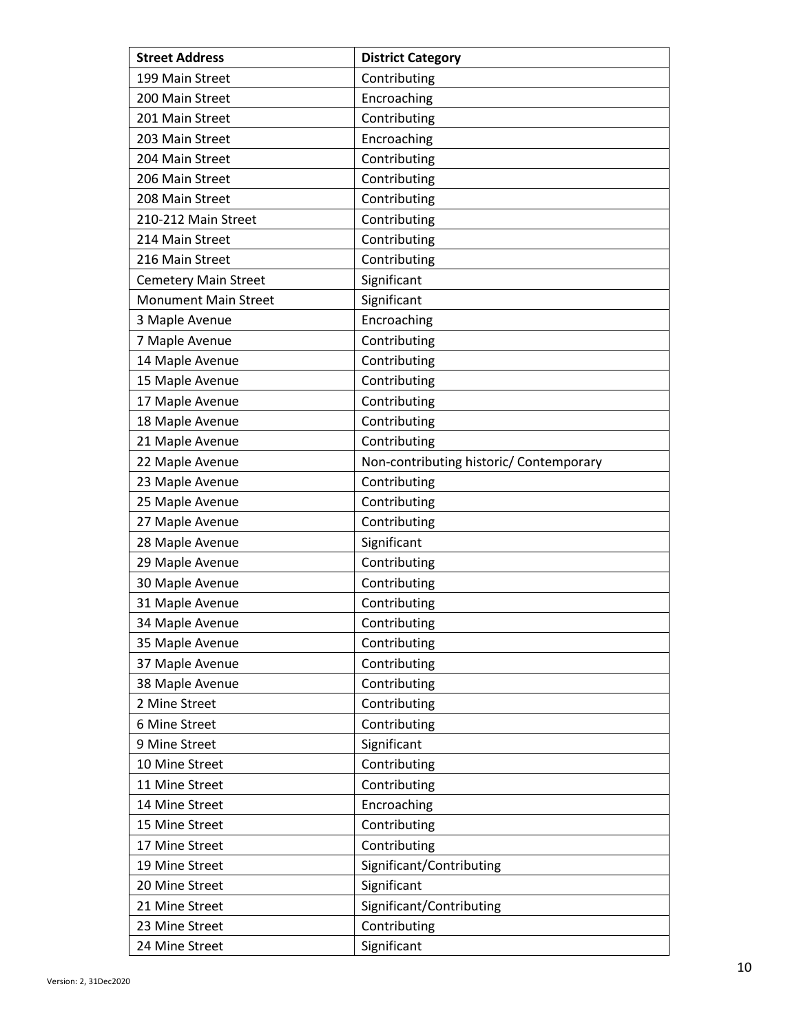| Street Address | District Category |
|---|---|
| 199 Main Street | Contributing |
| 200 Main Street | Encroaching |
| 201 Main Street | Contributing |
| 203 Main Street | Encroaching |
| 204 Main Street | Contributing |
| 206 Main Street | Contributing |
| 208 Main Street | Contributing |
| 210-212 Main Street | Contributing |
| 214 Main Street | Contributing |
| 216 Main Street | Contributing |
| Cemetery Main Street | Significant |
| Monument Main Street | Significant |
| 3 Maple Avenue | Encroaching |
| 7 Maple Avenue | Contributing |
| 14 Maple Avenue | Contributing |
| 15 Maple Avenue | Contributing |
| 17 Maple Avenue | Contributing |
| 18 Maple Avenue | Contributing |
| 21 Maple Avenue | Contributing |
| 22 Maple Avenue | Non-contributing historic/ Contemporary |
| 23 Maple Avenue | Contributing |
| 25 Maple Avenue | Contributing |
| 27 Maple Avenue | Contributing |
| 28 Maple Avenue | Significant |
| 29 Maple Avenue | Contributing |
| 30 Maple Avenue | Contributing |
| 31 Maple Avenue | Contributing |
| 34 Maple Avenue | Contributing |
| 35 Maple Avenue | Contributing |
| 37 Maple Avenue | Contributing |
| 38 Maple Avenue | Contributing |
| 2 Mine Street | Contributing |
| 6 Mine Street | Contributing |
| 9 Mine Street | Significant |
| 10 Mine Street | Contributing |
| 11 Mine Street | Contributing |
| 14 Mine Street | Encroaching |
| 15 Mine Street | Contributing |
| 17 Mine Street | Contributing |
| 19 Mine Street | Significant/Contributing |
| 20 Mine Street | Significant |
| 21 Mine Street | Significant/Contributing |
| 23 Mine Street | Contributing |
| 24 Mine Street | Significant |

Version: 2, 31Dec2020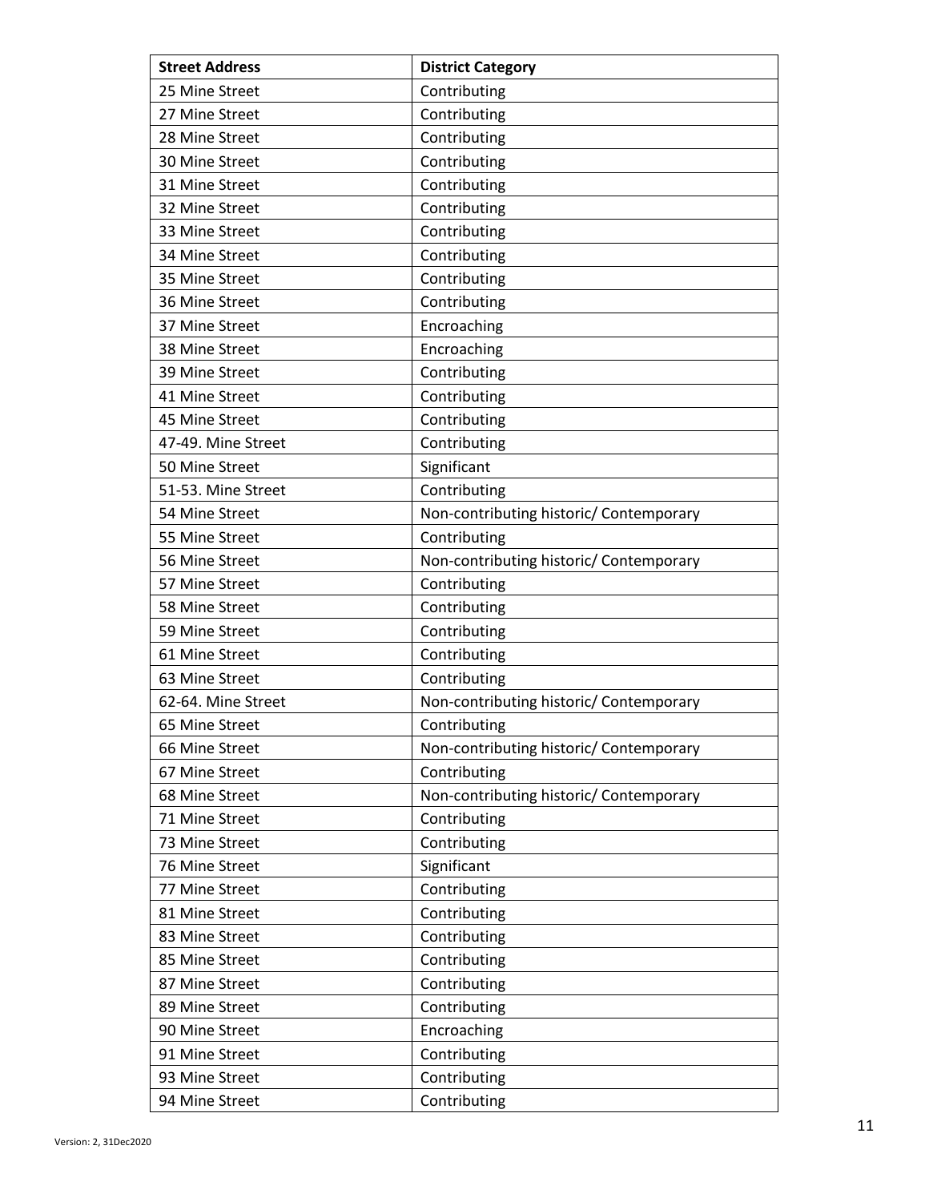| Street Address | District Category |
| --- | --- |
| 25 Mine Street | Contributing |
| 27 Mine Street | Contributing |
| 28 Mine Street | Contributing |
| 30 Mine Street | Contributing |
| 31 Mine Street | Contributing |
| 32 Mine Street | Contributing |
| 33 Mine Street | Contributing |
| 34 Mine Street | Contributing |
| 35 Mine Street | Contributing |
| 36 Mine Street | Contributing |
| 37 Mine Street | Encroaching |
| 38 Mine Street | Encroaching |
| 39 Mine Street | Contributing |
| 41 Mine Street | Contributing |
| 45 Mine Street | Contributing |
| 47-49. Mine Street | Contributing |
| 50 Mine Street | Significant |
| 51-53. Mine Street | Contributing |
| 54 Mine Street | Non-contributing historic/ Contemporary |
| 55 Mine Street | Contributing |
| 56 Mine Street | Non-contributing historic/ Contemporary |
| 57 Mine Street | Contributing |
| 58 Mine Street | Contributing |
| 59 Mine Street | Contributing |
| 61 Mine Street | Contributing |
| 63 Mine Street | Contributing |
| 62-64. Mine Street | Non-contributing historic/ Contemporary |
| 65 Mine Street | Contributing |
| 66 Mine Street | Non-contributing historic/ Contemporary |
| 67 Mine Street | Contributing |
| 68 Mine Street | Non-contributing historic/ Contemporary |
| 71 Mine Street | Contributing |
| 73 Mine Street | Contributing |
| 76 Mine Street | Significant |
| 77 Mine Street | Contributing |
| 81 Mine Street | Contributing |
| 83 Mine Street | Contributing |
| 85 Mine Street | Contributing |
| 87 Mine Street | Contributing |
| 89 Mine Street | Contributing |
| 90 Mine Street | Encroaching |
| 91 Mine Street | Contributing |
| 93 Mine Street | Contributing |
| 94 Mine Street | Contributing |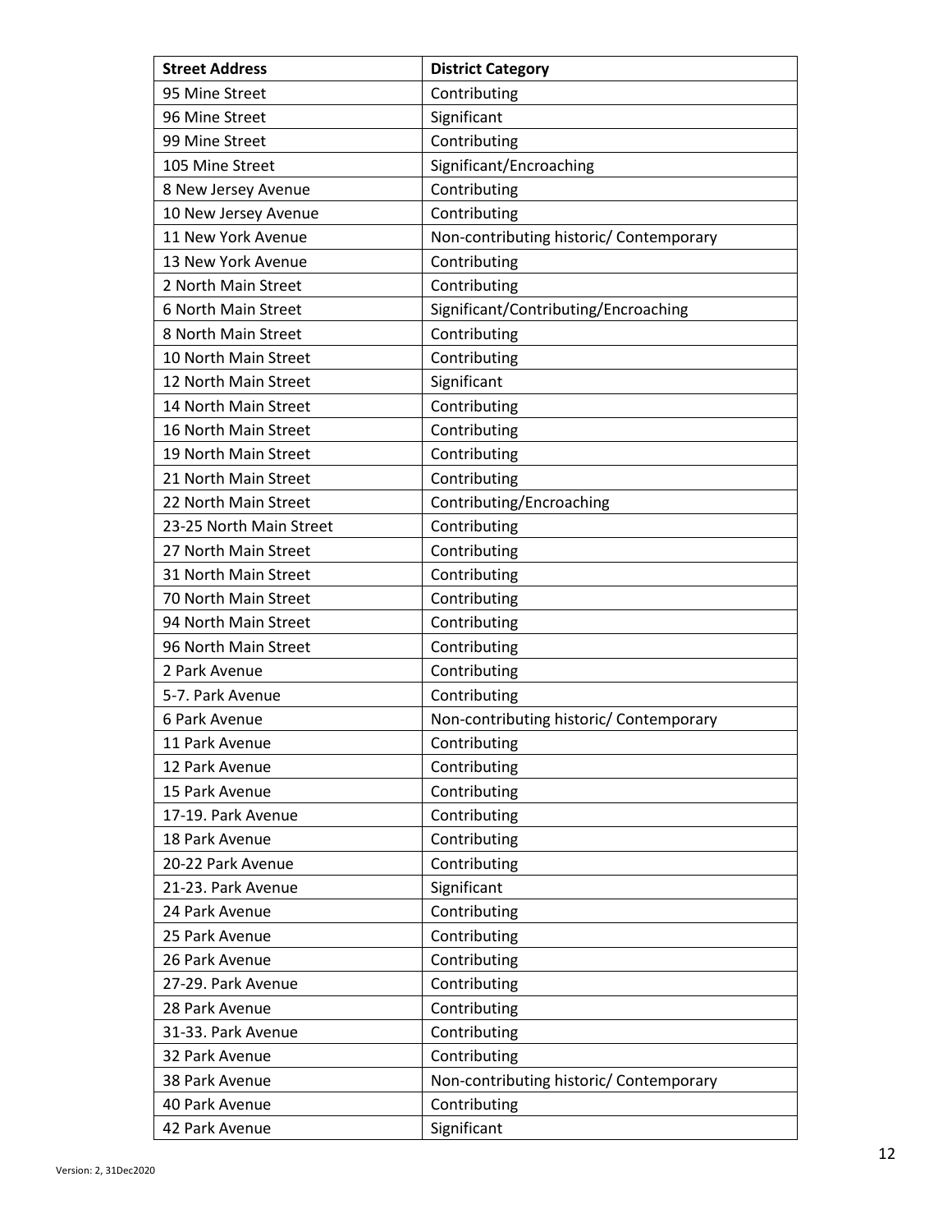| Street Address | District Category |
| --- | --- |
| 95 Mine Street | Contributing |
| 96 Mine Street | Significant |
| 99 Mine Street | Contributing |
| 105 Mine Street | Significant/Encroaching |
| 8 New Jersey Avenue | Contributing |
| 10 New Jersey Avenue | Contributing |
| 11 New York Avenue | Non-contributing historic/ Contemporary |
| 13 New York Avenue | Contributing |
| 2 North Main Street | Contributing |
| 6 North Main Street | Significant/Contributing/Encroaching |
| 8 North Main Street | Contributing |
| 10 North Main Street | Contributing |
| 12 North Main Street | Significant |
| 14 North Main Street | Contributing |
| 16 North Main Street | Contributing |
| 19 North Main Street | Contributing |
| 21 North Main Street | Contributing |
| 22 North Main Street | Contributing/Encroaching |
| 23-25 North Main Street | Contributing |
| 27 North Main Street | Contributing |
| 31 North Main Street | Contributing |
| 70 North Main Street | Contributing |
| 94 North Main Street | Contributing |
| 96 North Main Street | Contributing |
| 2 Park Avenue | Contributing |
| 5-7. Park Avenue | Contributing |
| 6 Park Avenue | Non-contributing historic/ Contemporary |
| 11 Park Avenue | Contributing |
| 12 Park Avenue | Contributing |
| 15 Park Avenue | Contributing |
| 17-19. Park Avenue | Contributing |
| 18 Park Avenue | Contributing |
| 20-22 Park Avenue | Contributing |
| 21-23. Park Avenue | Significant |
| 24 Park Avenue | Contributing |
| 25 Park Avenue | Contributing |
| 26 Park Avenue | Contributing |
| 27-29. Park Avenue | Contributing |
| 28 Park Avenue | Contributing |
| 31-33. Park Avenue | Contributing |
| 32 Park Avenue | Contributing |
| 38 Park Avenue | Non-contributing historic/ Contemporary |
| 40 Park Avenue | Contributing |
| 42 Park Avenue | Significant |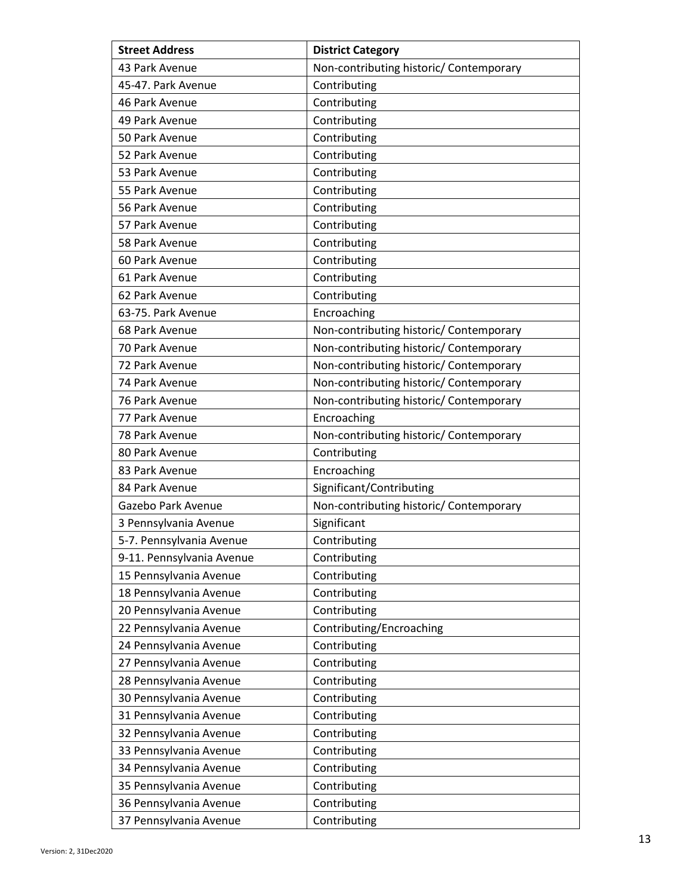| Street Address | District Category |
| --- | --- |
| 43 Park Avenue | Non-contributing historic/ Contemporary |
| 45-47. Park Avenue | Contributing |
| 46 Park Avenue | Contributing |
| 49 Park Avenue | Contributing |
| 50 Park Avenue | Contributing |
| 52 Park Avenue | Contributing |
| 53 Park Avenue | Contributing |
| 55 Park Avenue | Contributing |
| 56 Park Avenue | Contributing |
| 57 Park Avenue | Contributing |
| 58 Park Avenue | Contributing |
| 60 Park Avenue | Contributing |
| 61 Park Avenue | Contributing |
| 62 Park Avenue | Contributing |
| 63-75. Park Avenue | Encroaching |
| 68 Park Avenue | Non-contributing historic/ Contemporary |
| 70 Park Avenue | Non-contributing historic/ Contemporary |
| 72 Park Avenue | Non-contributing historic/ Contemporary |
| 74 Park Avenue | Non-contributing historic/ Contemporary |
| 76 Park Avenue | Non-contributing historic/ Contemporary |
| 77 Park Avenue | Encroaching |
| 78 Park Avenue | Non-contributing historic/ Contemporary |
| 80 Park Avenue | Contributing |
| 83 Park Avenue | Encroaching |
| 84 Park Avenue | Significant/Contributing |
| Gazebo Park Avenue | Non-contributing historic/ Contemporary |
| 3 Pennsylvania Avenue | Significant |
| 5-7. Pennsylvania Avenue | Contributing |
| 9-11. Pennsylvania Avenue | Contributing |
| 15 Pennsylvania Avenue | Contributing |
| 18 Pennsylvania Avenue | Contributing |
| 20 Pennsylvania Avenue | Contributing |
| 22 Pennsylvania Avenue | Contributing/Encroaching |
| 24 Pennsylvania Avenue | Contributing |
| 27 Pennsylvania Avenue | Contributing |
| 28 Pennsylvania Avenue | Contributing |
| 30 Pennsylvania Avenue | Contributing |
| 31 Pennsylvania Avenue | Contributing |
| 32 Pennsylvania Avenue | Contributing |
| 33 Pennsylvania Avenue | Contributing |
| 34 Pennsylvania Avenue | Contributing |
| 35 Pennsylvania Avenue | Contributing |
| 36 Pennsylvania Avenue | Contributing |
| 37 Pennsylvania Avenue | Contributing |

Version: 2, 31Dec2020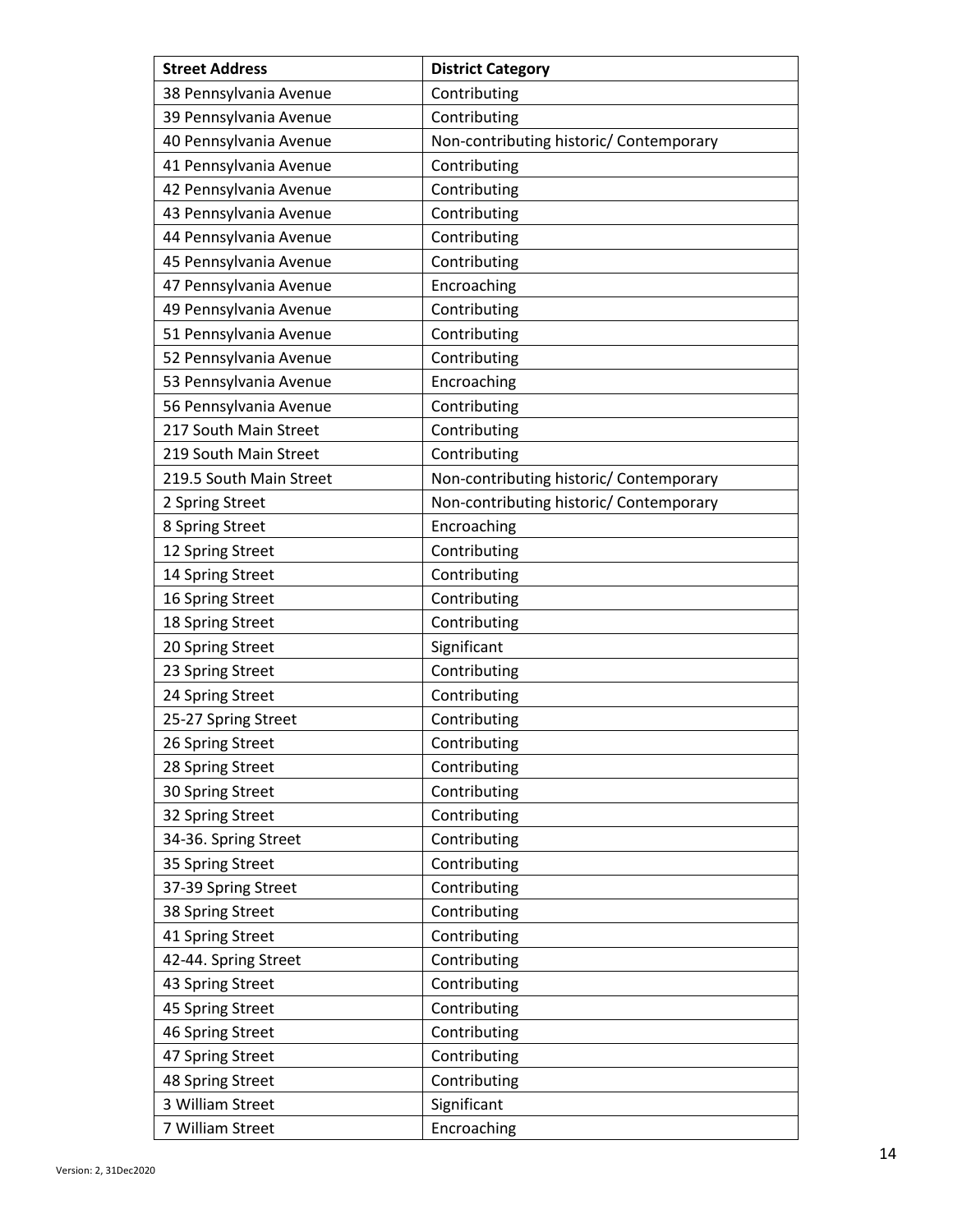| Street Address | District Category |
| --- | --- |
| 38 Pennsylvania Avenue | Contributing |
| 39 Pennsylvania Avenue | Contributing |
| 40 Pennsylvania Avenue | Non-contributing historic/ Contemporary |
| 41 Pennsylvania Avenue | Contributing |
| 42 Pennsylvania Avenue | Contributing |
| 43 Pennsylvania Avenue | Contributing |
| 44 Pennsylvania Avenue | Contributing |
| 45 Pennsylvania Avenue | Contributing |
| 47 Pennsylvania Avenue | Encroaching |
| 49 Pennsylvania Avenue | Contributing |
| 51 Pennsylvania Avenue | Contributing |
| 52 Pennsylvania Avenue | Contributing |
| 53 Pennsylvania Avenue | Encroaching |
| 56 Pennsylvania Avenue | Contributing |
| 217 South Main Street | Contributing |
| 219 South Main Street | Contributing |
| 219.5 South Main Street | Non-contributing historic/ Contemporary |
| 2 Spring Street | Non-contributing historic/ Contemporary |
| 8 Spring Street | Encroaching |
| 12 Spring Street | Contributing |
| 14 Spring Street | Contributing |
| 16 Spring Street | Contributing |
| 18 Spring Street | Contributing |
| 20 Spring Street | Significant |
| 23 Spring Street | Contributing |
| 24 Spring Street | Contributing |
| 25-27 Spring Street | Contributing |
| 26 Spring Street | Contributing |
| 28 Spring Street | Contributing |
| 30 Spring Street | Contributing |
| 32 Spring Street | Contributing |
| 34-36. Spring Street | Contributing |
| 35 Spring Street | Contributing |
| 37-39 Spring Street | Contributing |
| 38 Spring Street | Contributing |
| 41 Spring Street | Contributing |
| 42-44. Spring Street | Contributing |
| 43 Spring Street | Contributing |
| 45 Spring Street | Contributing |
| 46 Spring Street | Contributing |
| 47 Spring Street | Contributing |
| 48 Spring Street | Contributing |
| 3 William Street | Significant |
| 7 William Street | Encroaching |

Version: 2, 31Dec2020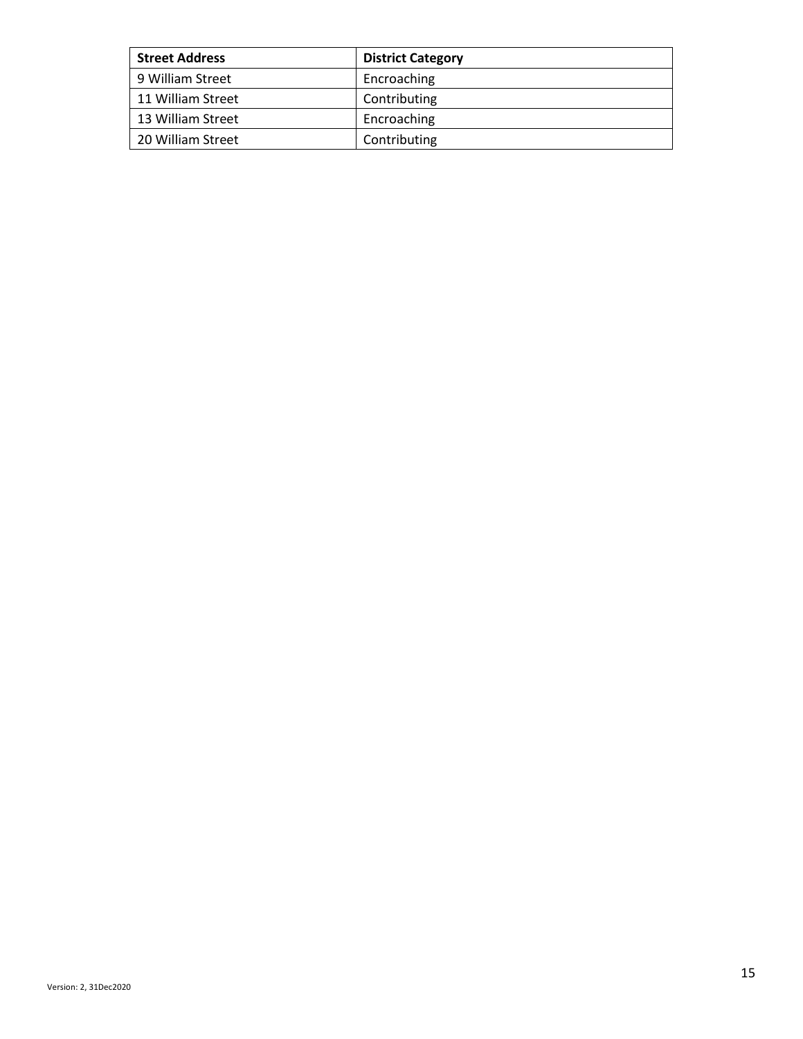| Street Address | District Category |
| --- | --- |
| 9 William Street | Encroaching |
| 11 William Street | Contributing |
| 13 William Street | Encroaching |
| 20 William Street | Contributing |